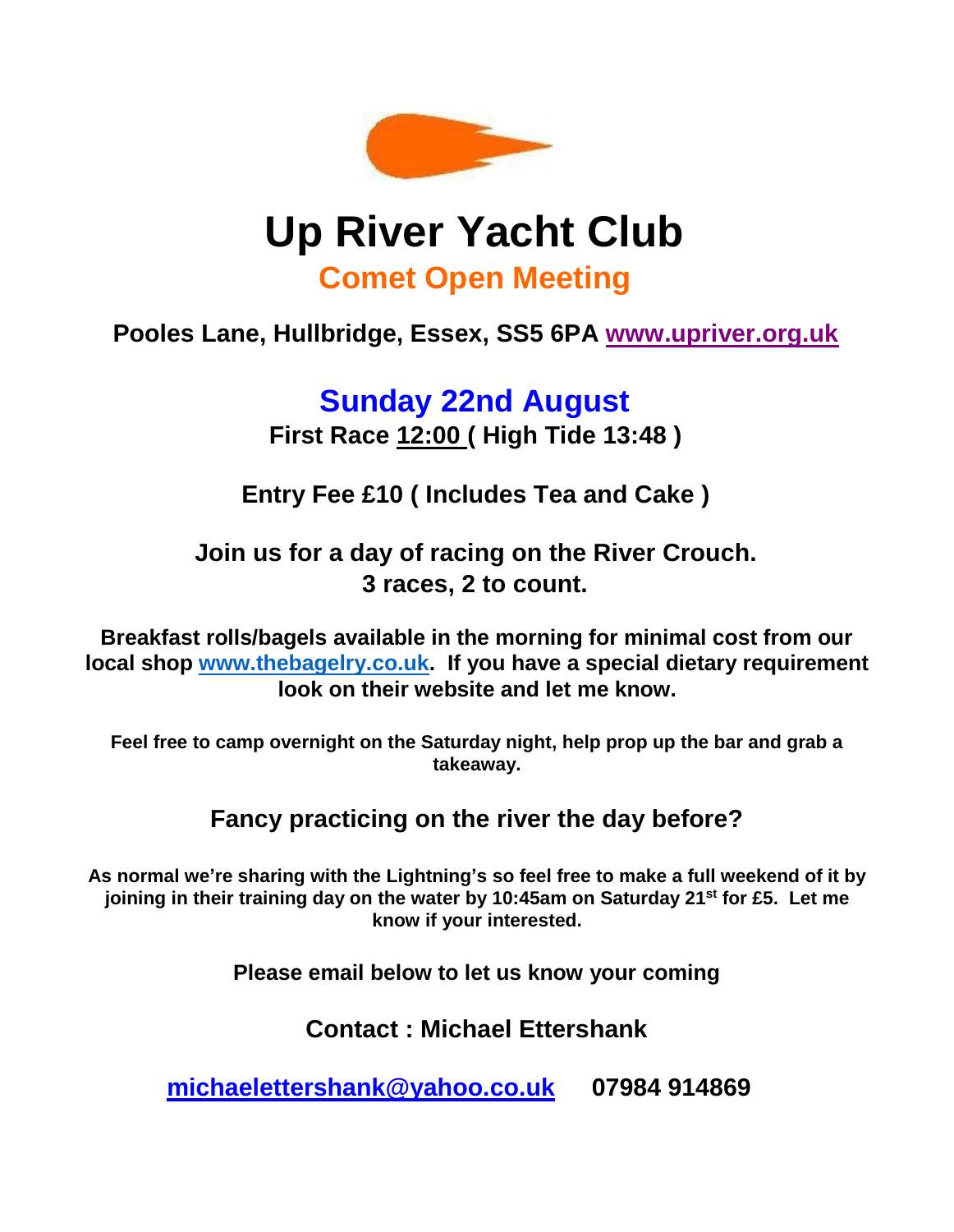# Up River Yacht Club

## Comet Open Meeting

**Pooles Lane, Hullbridge, Essex, SS5 6PA www.upriver.org.uk**

## Sunday 22nd August

**First Race 12:00 ( High Tide 13:48 )**

**Entry Fee £10 ( Includes Tea and Cake )**

**Join us for a day of racing on the River Crouch.
3 races, 2 to count.**

**Breakfast rolls/bagels available in the morning for minimal cost from our local shop www.thebagelry.co.uk. If you have a special dietary requirement look on their website and let me know.**

**Feel free to camp overnight on the Saturday night, help prop up the bar and grab a takeaway.**

### Fancy practicing on the river the day before?

**As normal we're sharing with the Lightning's so feel free to make a full weekend of it by joining in their training day on the water by 10:45am on Saturday 21st for £5. Let me know if your interested.**

**Please email below to let us know your coming**

**Contact : Michael Ettershank**

**michaelettershank@yahoo.co.uk 07984 914869**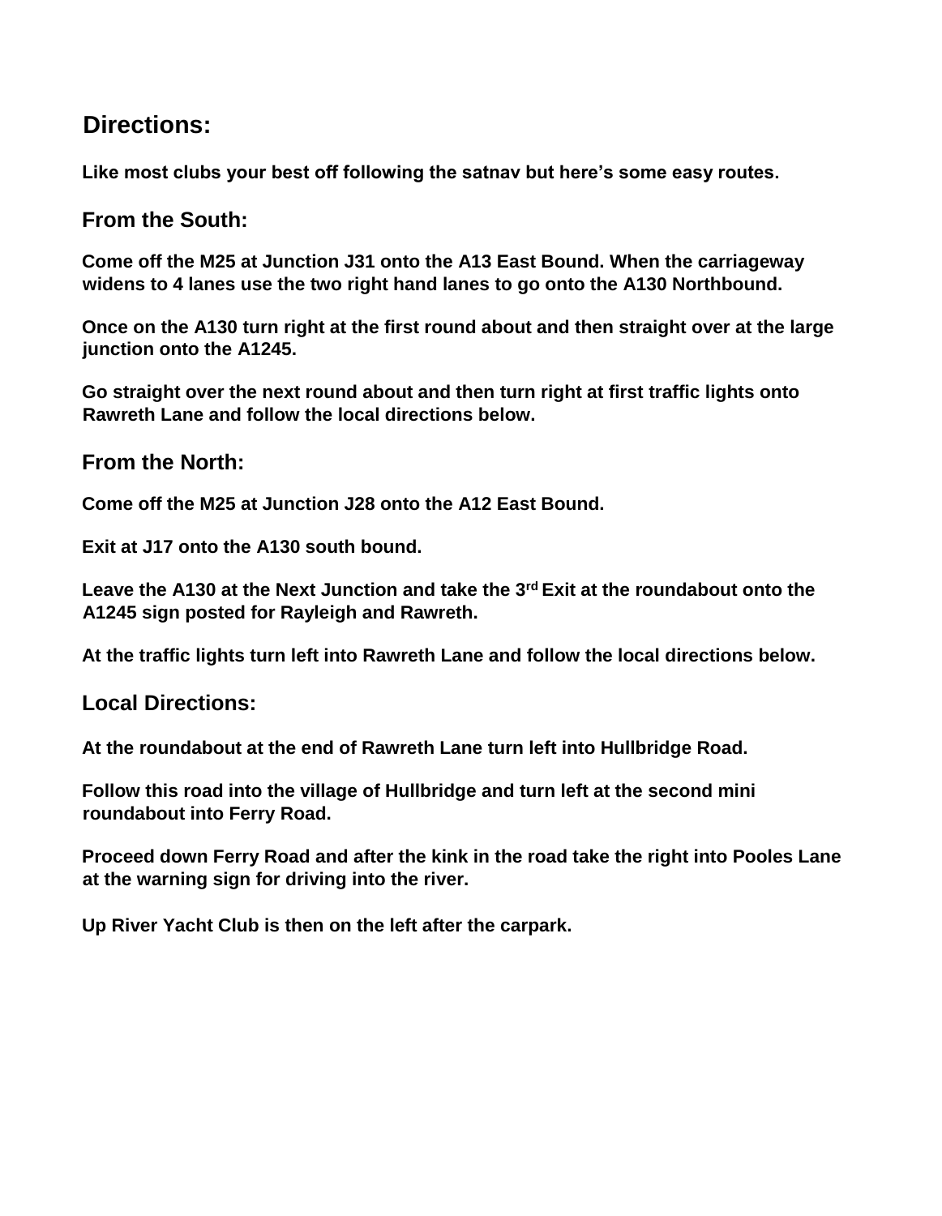## Directions:

**Like most clubs your best off following the satnav but here's some easy routes.**

### From the South:

**Come off the M25 at Junction J31 onto the A13 East Bound. When the carriageway widens to 4 lanes use the two right hand lanes to go onto the A130 Northbound.**

**Once on the A130 turn right at the first round about and then straight over at the large junction onto the A1245.**

**Go straight over the next round about and then turn right at first traffic lights onto Rawreth Lane and follow the local directions below.**

### From the North:

**Come off the M25 at Junction J28 onto the A12 East Bound.**

**Exit at J17 onto the A130 south bound.**

**Leave the A130 at the Next Junction and take the 3rd Exit at the roundabout onto the A1245 sign posted for Rayleigh and Rawreth.**

**At the traffic lights turn left into Rawreth Lane and follow the local directions below.**

### Local Directions:

**At the roundabout at the end of Rawreth Lane turn left into Hullbridge Road.**

**Follow this road into the village of Hullbridge and turn left at the second mini roundabout into Ferry Road.**

**Proceed down Ferry Road and after the kink in the road take the right into Pooles Lane at the warning sign for driving into the river.**

**Up River Yacht Club is then on the left after the carpark.**